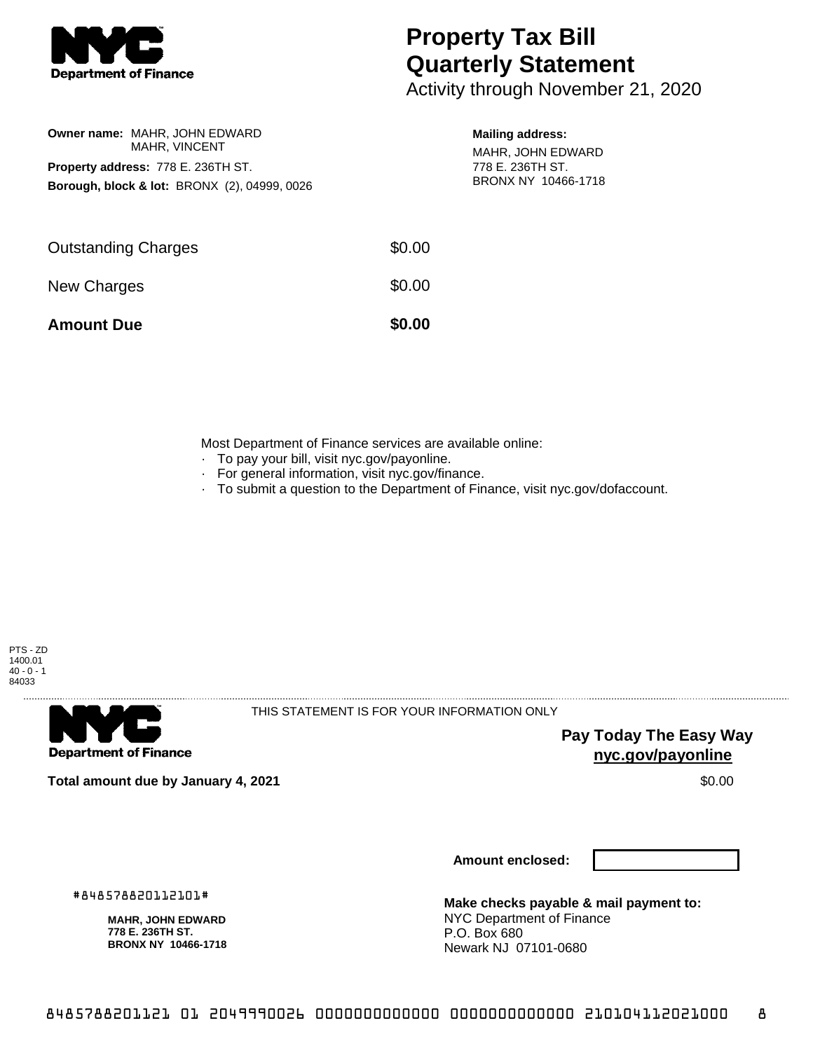Department of Finance

# Property Tax Bill Quarterly Statement

Activity through November 21, 2020

**Owner name:** MAHR, JOHN EDWARD
MAHR, VINCENT

**Property address:** 778 E. 236TH ST.

**Borough, block & lot:** BRONX (2), 04999, 0026

**Mailing address:**
MAHR, JOHN EDWARD
778 E. 236TH ST.
BRONX NY 10466-1718

| | |
|---|---|
| Outstanding Charges | $0.00 |
| New Charges | $0.00 |
| **Amount Due** | **$0.00** |

Most Department of Finance services are available online:

- To pay your bill, visit nyc.gov/payonline.
- For general information, visit nyc.gov/finance.
- To submit a question to the Department of Finance, visit nyc.gov/dofaccount.

PTS - ZD
1400.01
40 - 0 - 1
84033

Department of Finance

THIS STATEMENT IS FOR YOUR INFORMATION ONLY

**Pay Today The Easy Way**
**nyc.gov/payonline**

**Total amount due by January 4, 2021** $0.00

**Amount enclosed:**

#848578820112101#

**MAHR, JOHN EDWARD**
**778 E. 236TH ST.**
**BRONX NY 10466-1718**

**Make checks payable & mail payment to:**
NYC Department of Finance
P.O. Box 680
Newark NJ 07101-0680

8485788201121 01 2049990026 0000000000000 0000000000000 210104112021000 8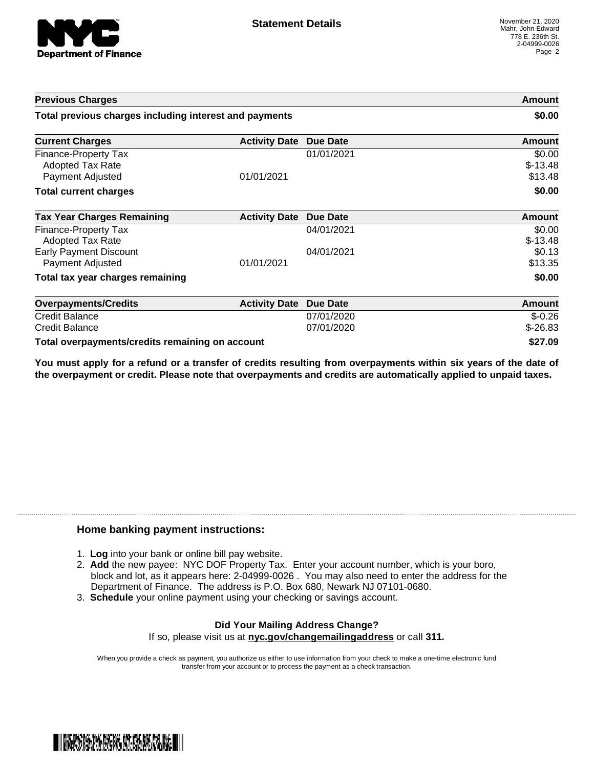# Statement Details

November 21, 2020
Mahr, John Edward
778 E. 236th St.
2-04999-0026

| Previous Charges | | | Amount |
|---|---|---|---|
| **Total previous charges including interest and payments** | | | **$0.00** |

| Current Charges | Activity Date | Due Date | Amount |
|---|---|---|---|
| Finance-Property Tax | | 01/01/2021 | $0.00 |
| Adopted Tax Rate | | | $-13.48 |
| Payment Adjusted | 01/01/2021 | | $13.48 |
| **Total current charges** | | | **$0.00** |

| Tax Year Charges Remaining | Activity Date | Due Date | Amount |
|---|---|---|---|
| Finance-Property Tax | | 04/01/2021 | $0.00 |
| Adopted Tax Rate | | | $-13.48 |
| Early Payment Discount | | 04/01/2021 | $0.13 |
| Payment Adjusted | 01/01/2021 | | $13.35 |
| **Total tax year charges remaining** | | | **$0.00** |

| Overpayments/Credits | Activity Date | Due Date | Amount |
|---|---|---|---|
| Credit Balance | | 07/01/2020 | $-0.26 |
| Credit Balance | | 07/01/2020 | $-26.83 |
| **Total overpayments/credits remaining on account** | | | **$27.09** |

**You must apply for a refund or a transfer of credits resulting from overpayments within six years of the date of the overpayment or credit. Please note that overpayments and credits are automatically applied to unpaid taxes.**

## Home banking payment instructions:

1. **Log** into your bank or online bill pay website.
2. **Add** the new payee: NYC DOF Property Tax. Enter your account number, which is your boro, block and lot, as it appears here: 2-04999-0026 . You may also need to enter the address for the Department of Finance. The address is P.O. Box 680, Newark NJ 07101-0680.
3. **Schedule** your online payment using your checking or savings account.

**Did Your Mailing Address Change?**
If so, please visit us at **nyc.gov/changemailingaddress** or call **311.**

When you provide a check as payment, you authorize us either to use information from your check to make a one-time electronic fund transfer from your account or to process the payment as a check transaction.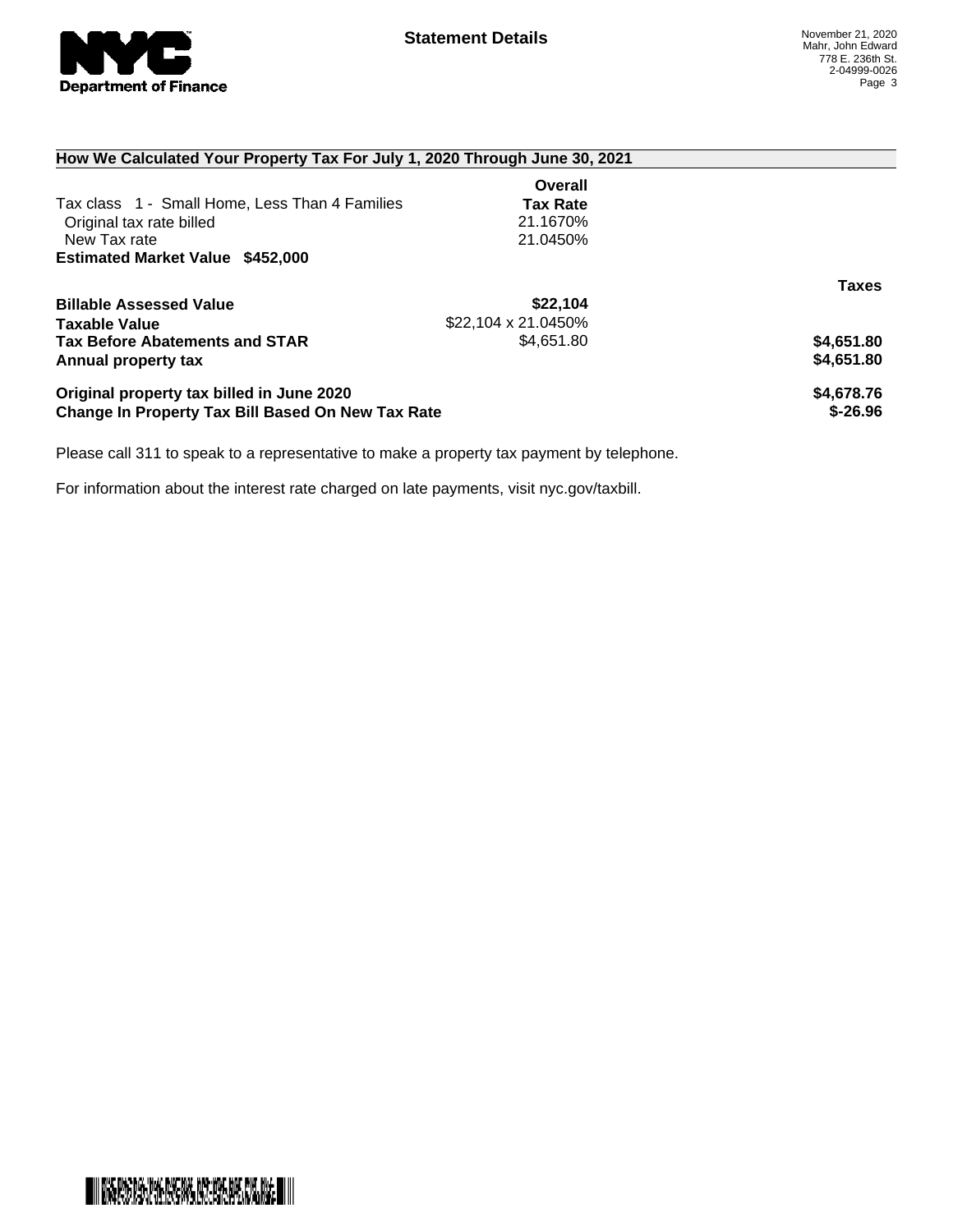## Statement Details

November 21, 2020
Mahr, John Edward
778 E. 236th St.
2-04999-0026

### How We Calculated Your Property Tax For July 1, 2020 Through June 30, 2021

| | Overall Tax Rate | Taxes |
|---|---|---|
| Tax class 1 - Small Home, Less Than 4 Families | | |
| Original tax rate billed | 21.1670% | |
| New Tax rate | 21.0450% | |
| **Estimated Market Value $452,000** | | |
| **Billable Assessed Value** | **$22,104** | |
| **Taxable Value** | $22,104 x 21.0450% | |
| **Tax Before Abatements and STAR** | $4,651.80 | **$4,651.80** |
| **Annual property tax** | | **$4,651.80** |
| **Original property tax billed in June 2020** | | **$4,678.76** |
| **Change In Property Tax Bill Based On New Tax Rate** | | **$-26.96** |

Please call 311 to speak to a representative to make a property tax payment by telephone.

For information about the interest rate charged on late payments, visit nyc.gov/taxbill.